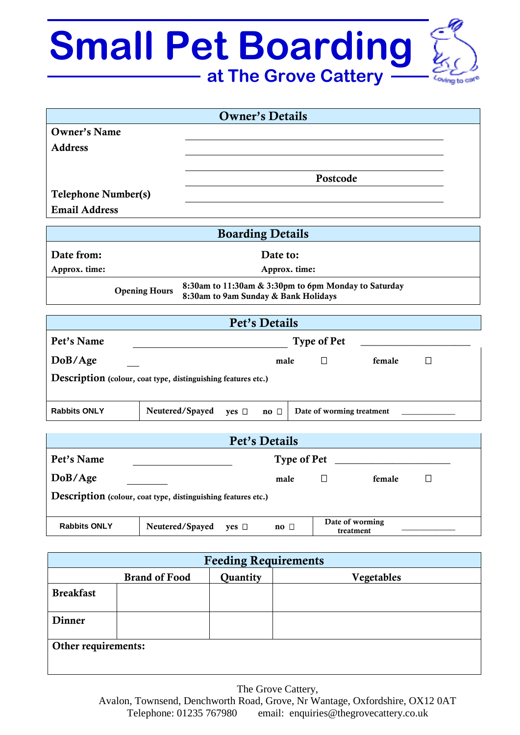# Small Pet Boarding

## at The Grove Cattery

Loving to care

| Owner's Details | |
|---|---|
| **Owner's Name** | ______________________ |
| **Address** | ______________________ |
| | ______________________ |
| | **Postcode** |
| **Telephone Number(s)** | ______________________ |
| **Email Address** | |

| Boarding Details | |
|---|---|
| **Date from:** | **Date to:** |
| **Approx. time:** | **Approx. time:** |
| **Opening Hours** | 8:30am to 11:30am & 3:30pm to 6pm Monday to Saturday<br>8:30am to 9am Sunday & Bank Holidays |

| Pet's Details | | | |
|---|---|---|---|
| **Pet's Name** ______________________ | | **Type of Pet** ______________________ | |
| **DoB/Age** ___ | | male ☐ | female ☐ |
| **Description** (colour, coat type, distinguishing features etc.) | | | |
| **Rabbits ONLY** | Neutered/Spayed yes ☐ no ☐ | Date of worming treatment ___________ | |

| Pet's Details | | | |
|---|---|---|---|
| **Pet's Name** ______________________ | | **Type of Pet** ______________________ | |
| **DoB/Age** ________ | | male ☐ | female ☐ |
| **Description** (colour, coat type, distinguishing features etc.) | | | |
| **Rabbits ONLY** | Neutered/Spayed yes ☐ no ☐ | Date of worming treatment ___________ | |

| Feeding Requirements | | | |
|---|---|---|---|
| | **Brand of Food** | **Quantity** | **Vegetables** |
| **Breakfast** | | | |
| **Dinner** | | | |
| **Other requirements:** | | | |

The Grove Cattery,
Avalon, Townsend, Denchworth Road, Grove, Nr Wantage, Oxfordshire, OX12 0AT
Telephone: 01235 767980 email: enquiries@thegrovecattery.co.uk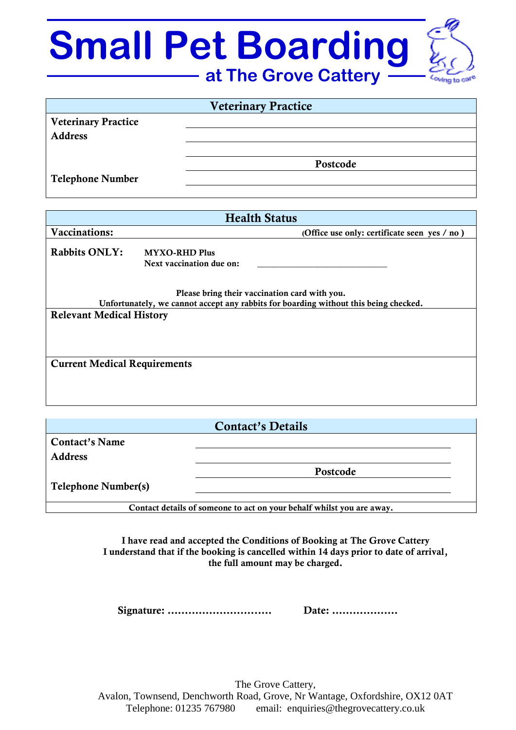# Small Pet Boarding

## at The Grove Cattery

Loving to care

## Veterinary Practice

**Veterinary Practice** ______________________

**Address** ______________________

______________________

**Postcode** ______________________

**Telephone Number** ______________________

## Health Status

**Vaccinations:** **(Office use only: certificate seen yes / no )**

**Rabbits ONLY:** **MYXO-RHD Plus**
**Next vaccination due on:** ______________________

**Please bring their vaccination card with you.**
**Unfortunately, we cannot accept any rabbits for boarding without this being checked.**

**Relevant Medical History**

**Current Medical Requirements**

## Contact's Details

**Contact's Name** ______________________

**Address** ______________________

**Postcode** ______________________

**Telephone Number(s)** ______________________

**Contact details of someone to act on your behalf whilst you are away.**

**I have read and accepted the Conditions of Booking at The Grove Cattery**
**I understand that if the booking is cancelled within 14 days prior to date of arrival, the full amount may be charged.**

**Signature: …………………………** **Date: ………………**

The Grove Cattery,
Avalon, Townsend, Denchworth Road, Grove, Nr Wantage, Oxfordshire, OX12 0AT
Telephone: 01235 767980 email: enquiries@thegrovecattery.co.uk